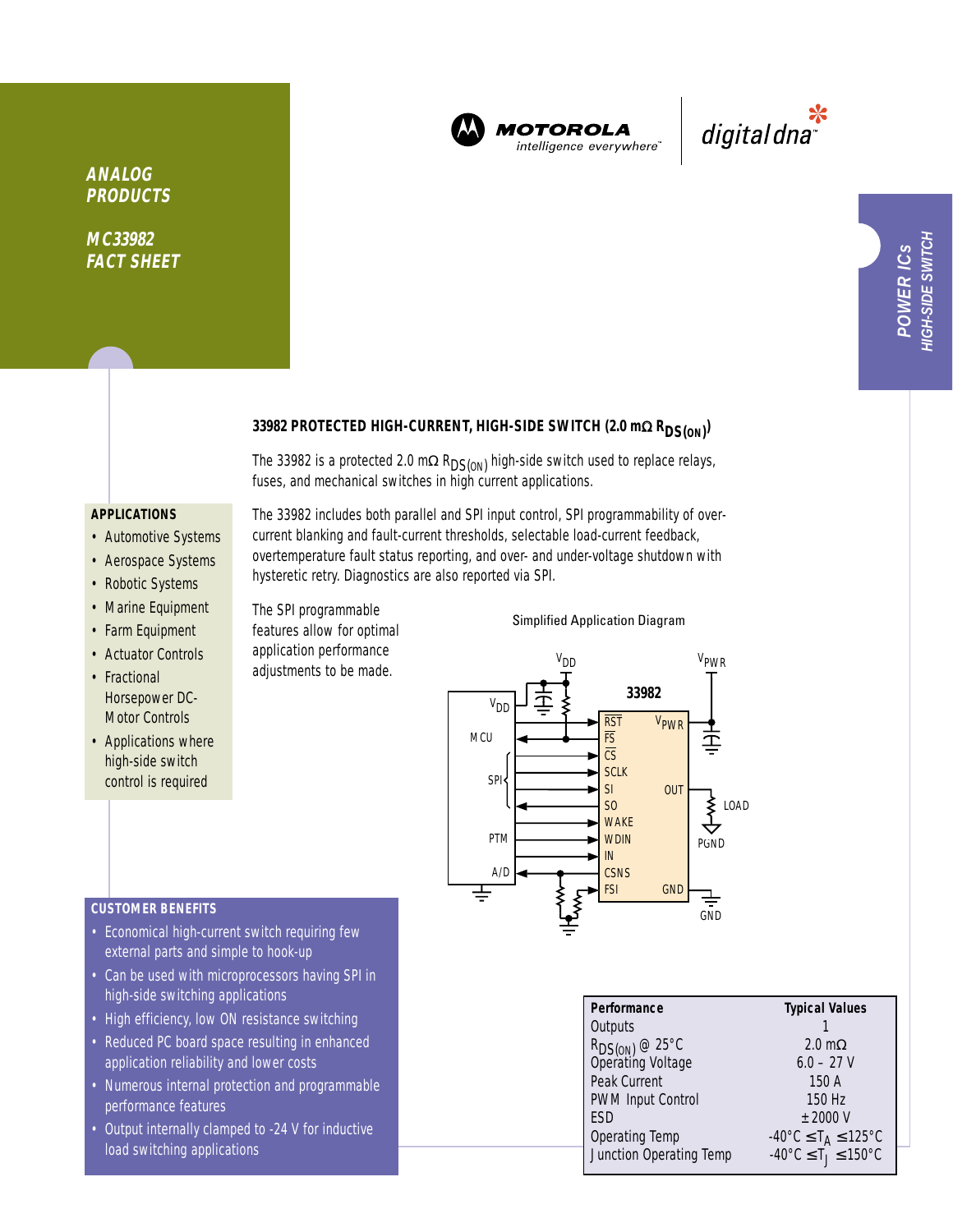ANALOG PRODUCTS

MC33982 FACT SHEET

MOTOROLA intelligence everywhere™ | digital dna™

POWER ICs
HIGH-SIDE SWITCH

## 33982 PROTECTED HIGH-CURRENT, HIGH-SIDE SWITCH (2.0 mΩ $R_{DS(ON)}$)

The 33982 is a protected 2.0 mΩ $R_{DS(ON)}$ high-side switch used to replace relays, fuses, and mechanical switches in high current applications.

The 33982 includes both parallel and SPI input control, SPI programmability of over-current blanking and fault-current thresholds, selectable load-current feedback, overtemperature fault status reporting, and over- and under-voltage shutdown with hysteretic retry. Diagnostics are also reported via SPI.

The SPI programmable features allow for optimal application performance adjustments to be made.

### APPLICATIONS

- Automotive Systems
- Aerospace Systems
- Robotic Systems
- Marine Equipment
- Farm Equipment
- Actuator Controls
- Fractional Horsepower DC-Motor Controls
- Applications where high-side switch control is required

Simplified Application Diagram

### CUSTOMER BENEFITS

- Economical high-current switch requiring few external parts and simple to hook-up
- Can be used with microprocessors having SPI in high-side switching applications
- High efficiency, low ON resistance switching
- Reduced PC board space resulting in enhanced application reliability and lower costs
- Numerous internal protection and programmable performance features
- Output internally clamped to -24 V for inductive load switching applications

| Performance | Typical Values |
|---|---|
| Outputs | 1 |
| $R_{DS(ON)}$ @ 25°C | 2.0 mΩ |
| Operating Voltage | 6.0 – 27 V |
| Peak Current | 150 A |
| PWM Input Control | 150 Hz |
| ESD | ±2000 V |
| Operating Temp | $-40°C \leq T_A \leq 125°C$ |
| Junction Operating Temp | $-40°C \leq T_J \leq 150°C$ |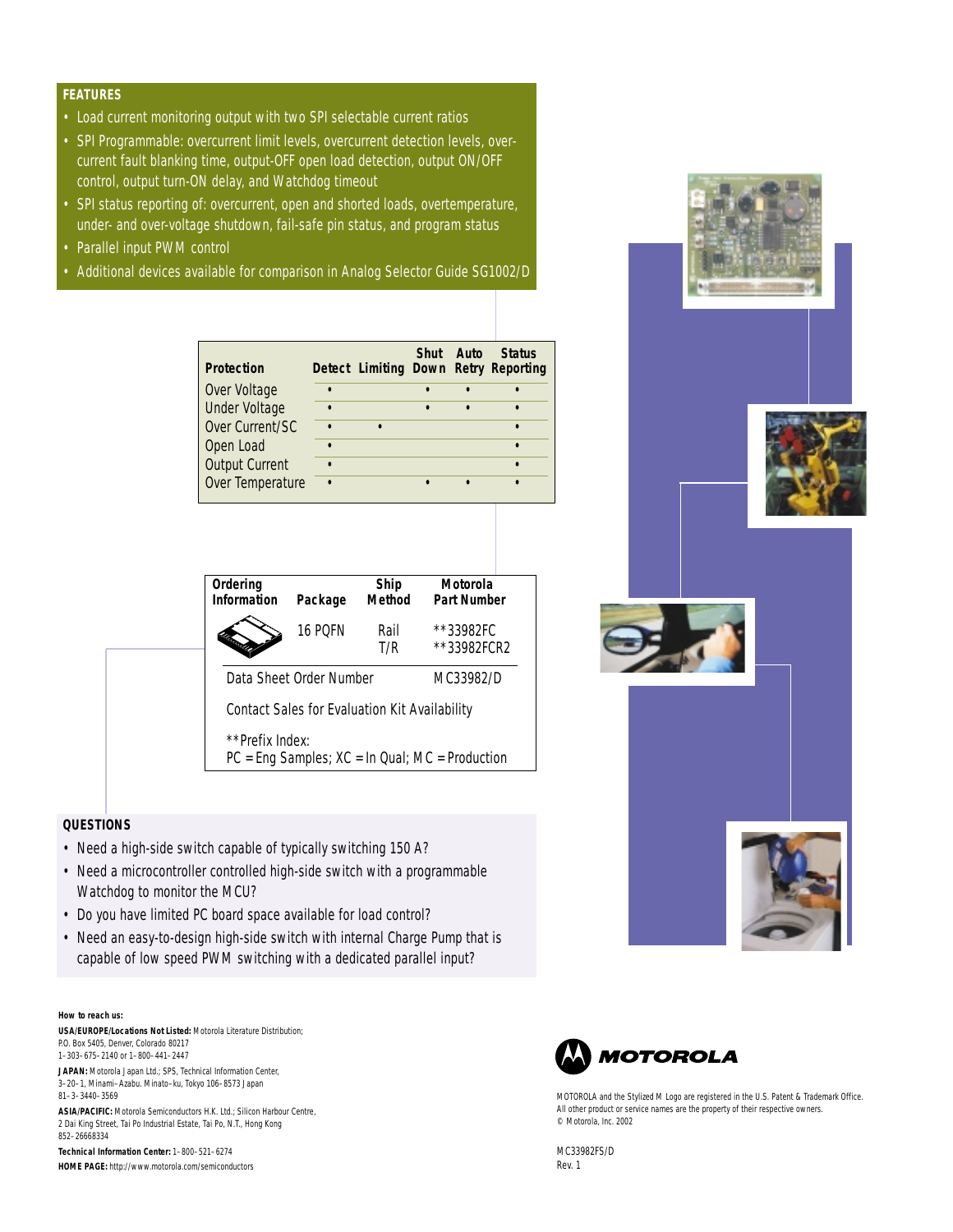## FEATURES

- Load current monitoring output with two SPI selectable current ratios
- SPI Programmable: overcurrent limit levels, overcurrent detection levels, overcurrent fault blanking time, output-OFF open load detection, output ON/OFF control, output turn-ON delay, and Watchdog timeout
- SPI status reporting of: overcurrent, open and shorted loads, overtemperature, under- and over-voltage shutdown, fail-safe pin status, and program status
- Parallel input PWM control
- Additional devices available for comparison in Analog Selector Guide SG1002/D

| Protection | Detect | Limiting | Shut Down | Auto Retry | Status Reporting |
|---|---|---|---|---|---|
| Over Voltage | • | | • | • | • |
| Under Voltage | • | | • | • | • |
| Over Current/SC | • | • | | | • |
| Open Load | • | | | | • |
| Output Current | • | | | | • |
| Over Temperature | • | | • | • | • |

| Ordering Information | Package | Ship Method | Motorola Part Number |
|---|---|---|---|
| | 16 PQFN | Rail | **33982FC |
| | | T/R | **33982FCR2 |
| Data Sheet Order Number | | | MC33982/D |
| Contact Sales for Evaluation Kit Availability | | | |
| **Prefix Index: PC = Eng Samples; XC = In Qual; MC = Production | | | |

## QUESTIONS

- Need a high-side switch capable of typically switching 150 A?
- Need a microcontroller controlled high-side switch with a programmable Watchdog to monitor the MCU?
- Do you have limited PC board space available for load control?
- Need an easy-to-design high-side switch with internal Charge Pump that is capable of low speed PWM switching with a dedicated parallel input?

**How to reach us:**

**USA/EUROPE/Locations Not Listed:** Motorola Literature Distribution; P.O. Box 5405, Denver, Colorado 80217
1–303–675–2140 or 1–800–441–2447

**JAPAN:** Motorola Japan Ltd.; SPS, Technical Information Center, 3–20–1, Minami–Azabu. Minato–ku, Tokyo 106–8573 Japan
81–3–3440–3569

**ASIA/PACIFIC:** Motorola Semiconductors H.K. Ltd.; Silicon Harbour Centre, 2 Dai King Street, Tai Po Industrial Estate, Tai Po, N.T., Hong Kong
852–26668334

**Technical Information Center:** 1–800–521–6274

**HOME PAGE:** http://www.motorola.com/semiconductors

MOTOROLA

MOTOROLA and the Stylized M Logo are registered in the U.S. Patent & Trademark Office. All other product or service names are the property of their respective owners.
© Motorola, Inc. 2002

MC33982FS/D
Rev. 1